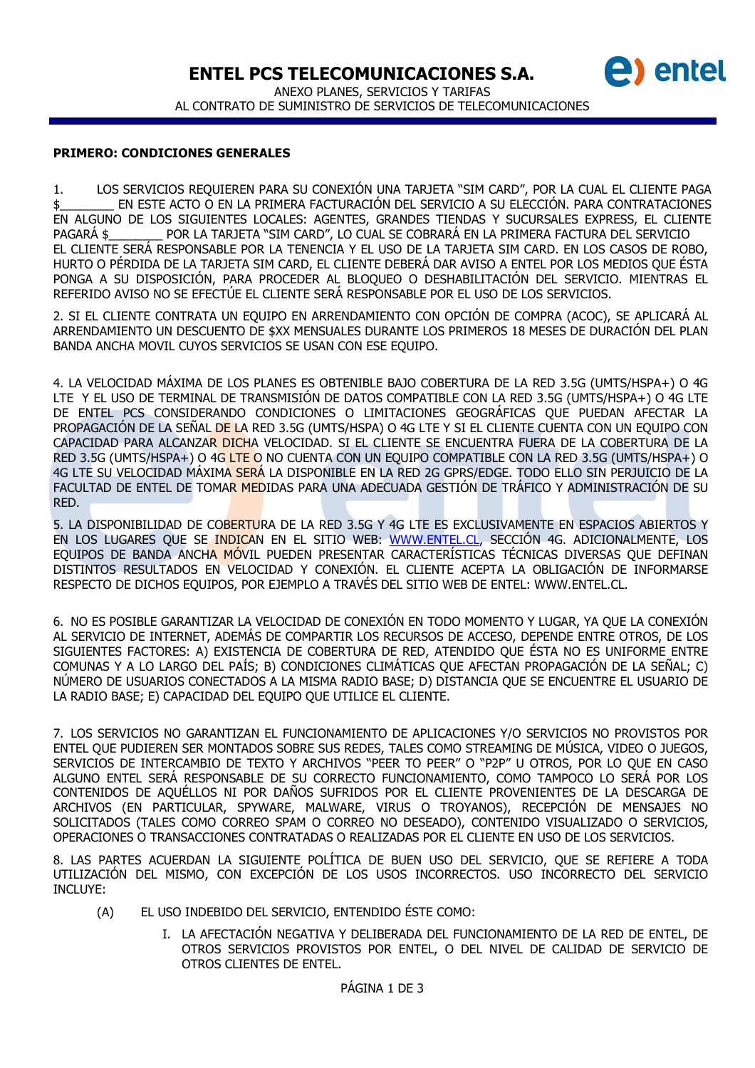# ENTEL PCS TELECOMUNICACIONES S.A.

ANEXO PLANES, SERVICIOS Y TARIFAS
AL CONTRATO DE SUMINISTRO DE SERVICIOS DE TELECOMUNICACIONES

**PRIMERO: CONDICIONES GENERALES**

1. LOS SERVICIOS REQUIEREN PARA SU CONEXIÓN UNA TARJETA "SIM CARD", POR LA CUAL EL CLIENTE PAGA $________ EN ESTE ACTO O EN LA PRIMERA FACTURACIÓN DEL SERVICIO A SU ELECCIÓN. PARA CONTRATACIONES EN ALGUNO DE LOS SIGUIENTES LOCALES: AGENTES, GRANDES TIENDAS Y SUCURSALES EXPRESS, EL CLIENTE PAGARÁ $________ POR LA TARJETA "SIM CARD", LO CUAL SE COBRARÁ EN LA PRIMERA FACTURA DEL SERVICIO
EL CLIENTE SERÁ RESPONSABLE POR LA TENENCIA Y EL USO DE LA TARJETA SIM CARD. EN LOS CASOS DE ROBO, HURTO O PÉRDIDA DE LA TARJETA SIM CARD, EL CLIENTE DEBERÁ DAR AVISO A ENTEL POR LOS MEDIOS QUE ÉSTA PONGA A SU DISPOSICIÓN, PARA PROCEDER AL BLOQUEO O DESHABILITACIÓN DEL SERVICIO. MIENTRAS EL REFERIDO AVISO NO SE EFECTÚE EL CLIENTE SERÁ RESPONSABLE POR EL USO DE LOS SERVICIOS.

2. SI EL CLIENTE CONTRATA UN EQUIPO EN ARRENDAMIENTO CON OPCIÓN DE COMPRA (ACOC), SE APLICARÁ AL ARRENDAMIENTO UN DESCUENTO DE $XX MENSUALES DURANTE LOS PRIMEROS 18 MESES DE DURACIÓN DEL PLAN BANDA ANCHA MOVIL CUYOS SERVICIOS SE USAN CON ESE EQUIPO.

4. LA VELOCIDAD MÁXIMA DE LOS PLANES ES OBTENIBLE BAJO COBERTURA DE LA RED 3.5G (UMTS/HSPA+) O 4G LTE Y EL USO DE TERMINAL DE TRANSMISIÓN DE DATOS COMPATIBLE CON LA RED 3.5G (UMTS/HSPA+) O 4G LTE DE ENTEL PCS CONSIDERANDO CONDICIONES O LIMITACIONES GEOGRÁFICAS QUE PUEDAN AFECTAR LA PROPAGACIÓN DE LA SEÑAL DE LA RED 3.5G (UMTS/HSPA) O 4G LTE Y SI EL CLIENTE CUENTA CON UN EQUIPO CON CAPACIDAD PARA ALCANZAR DICHA VELOCIDAD. SI EL CLIENTE SE ENCUENTRA FUERA DE LA COBERTURA DE LA RED 3.5G (UMTS/HSPA+) O 4G LTE O NO CUENTA CON UN EQUIPO COMPATIBLE CON LA RED 3.5G (UMTS/HSPA+) O 4G LTE SU VELOCIDAD MÁXIMA SERÁ LA DISPONIBLE EN LA RED 2G GPRS/EDGE. TODO ELLO SIN PERJUICIO DE LA FACULTAD DE ENTEL DE TOMAR MEDIDAS PARA UNA ADECUADA GESTIÓN DE TRÁFICO Y ADMINISTRACIÓN DE SU RED.

5. LA DISPONIBILIDAD DE COBERTURA DE LA RED 3.5G Y 4G LTE ES EXCLUSIVAMENTE EN ESPACIOS ABIERTOS Y EN LOS LUGARES QUE SE INDICAN EN EL SITIO WEB: WWW.ENTEL.CL, SECCIÓN 4G. ADICIONALMENTE, LOS EQUIPOS DE BANDA ANCHA MÓVIL PUEDEN PRESENTAR CARACTERÍSTICAS TÉCNICAS DIVERSAS QUE DEFINAN DISTINTOS RESULTADOS EN VELOCIDAD Y CONEXIÓN. EL CLIENTE ACEPTA LA OBLIGACIÓN DE INFORMARSE RESPECTO DE DICHOS EQUIPOS, POR EJEMPLO A TRAVÉS DEL SITIO WEB DE ENTEL: WWW.ENTEL.CL.

6. NO ES POSIBLE GARANTIZAR LA VELOCIDAD DE CONEXIÓN EN TODO MOMENTO Y LUGAR, YA QUE LA CONEXIÓN AL SERVICIO DE INTERNET, ADEMÁS DE COMPARTIR LOS RECURSOS DE ACCESO, DEPENDE ENTRE OTROS, DE LOS SIGUIENTES FACTORES: A) EXISTENCIA DE COBERTURA DE RED, ATENDIDO QUE ÉSTA NO ES UNIFORME ENTRE COMUNAS Y A LO LARGO DEL PAÍS; B) CONDICIONES CLIMÁTICAS QUE AFECTAN PROPAGACIÓN DE LA SEÑAL; C) NÚMERO DE USUARIOS CONECTADOS A LA MISMA RADIO BASE; D) DISTANCIA QUE SE ENCUENTRE EL USUARIO DE LA RADIO BASE; E) CAPACIDAD DEL EQUIPO QUE UTILICE EL CLIENTE.

7. LOS SERVICIOS NO GARANTIZAN EL FUNCIONAMIENTO DE APLICACIONES Y/O SERVICIOS NO PROVISTOS POR ENTEL QUE PUDIEREN SER MONTADOS SOBRE SUS REDES, TALES COMO STREAMING DE MÚSICA, VIDEO O JUEGOS, SERVICIOS DE INTERCAMBIO DE TEXTO Y ARCHIVOS "PEER TO PEER" O "P2P" U OTROS, POR LO QUE EN CASO ALGUNO ENTEL SERÁ RESPONSABLE DE SU CORRECTO FUNCIONAMIENTO, COMO TAMPOCO LO SERÁ POR LOS CONTENIDOS DE AQUÉLLOS NI POR DAÑOS SUFRIDOS POR EL CLIENTE PROVENIENTES DE LA DESCARGA DE ARCHIVOS (EN PARTICULAR, SPYWARE, MALWARE, VIRUS O TROYANOS), RECEPCIÓN DE MENSAJES NO SOLICITADOS (TALES COMO CORREO SPAM O CORREO NO DESEADO), CONTENIDO VISUALIZADO O SERVICIOS, OPERACIONES O TRANSACCIONES CONTRATADAS O REALIZADAS POR EL CLIENTE EN USO DE LOS SERVICIOS.

8. LAS PARTES ACUERDAN LA SIGUIENTE POLÍTICA DE BUEN USO DEL SERVICIO, QUE SE REFIERE A TODA UTILIZACIÓN DEL MISMO, CON EXCEPCIÓN DE LOS USOS INCORRECTOS. USO INCORRECTO DEL SERVICIO INCLUYE:

(A) EL USO INDEBIDO DEL SERVICIO, ENTENDIDO ÉSTE COMO:

I. LA AFECTACIÓN NEGATIVA Y DELIBERADA DEL FUNCIONAMIENTO DE LA RED DE ENTEL, DE OTROS SERVICIOS PROVISTOS POR ENTEL, O DEL NIVEL DE CALIDAD DE SERVICIO DE OTROS CLIENTES DE ENTEL.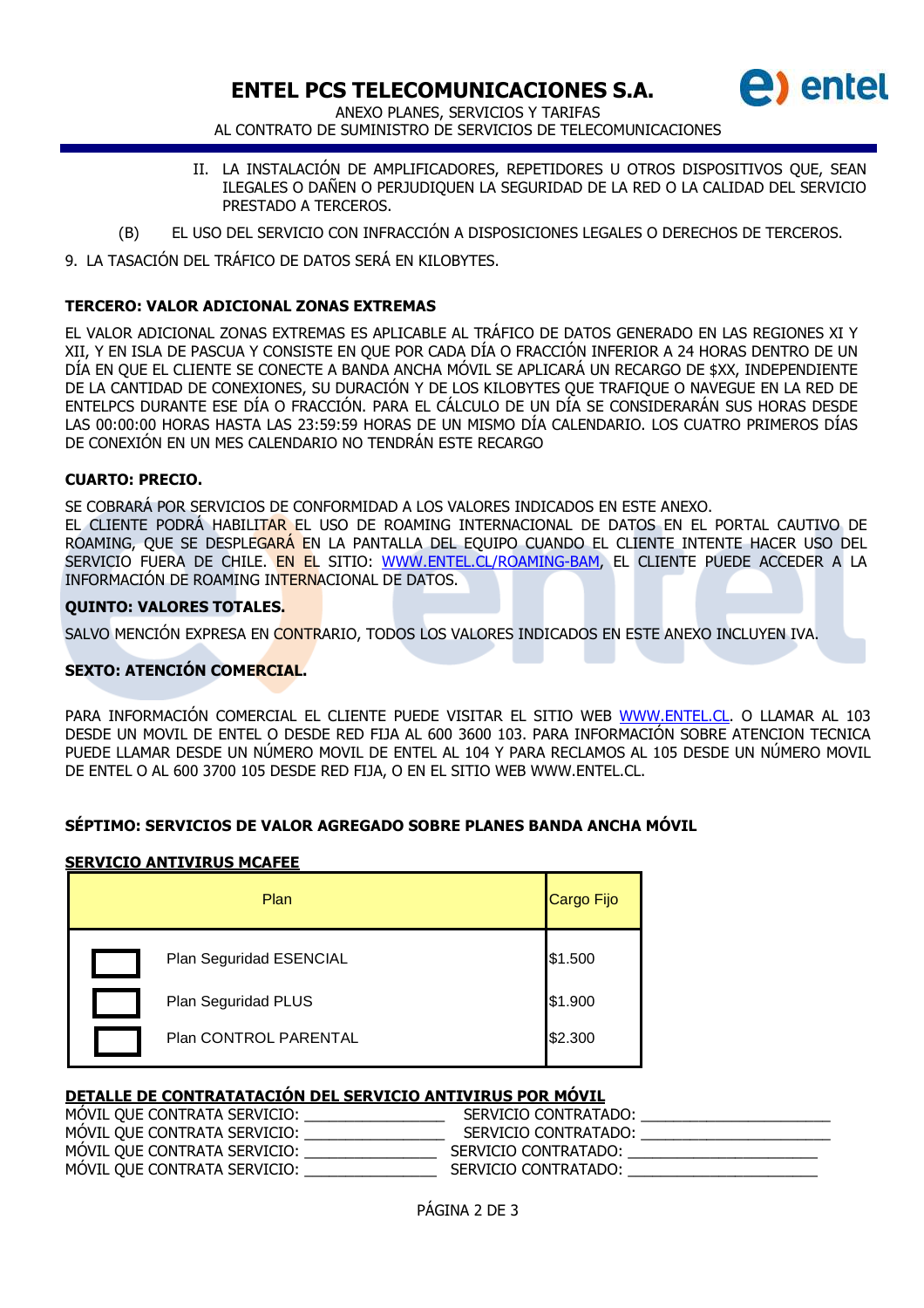II. LA INSTALACIÓN DE AMPLIFICADORES, REPETIDORES U OTROS DISPOSITIVOS QUE, SEAN ILEGALES O DAÑEN O PERJUDIQUEN LA SEGURIDAD DE LA RED O LA CALIDAD DEL SERVICIO PRESTADO A TERCEROS.

(B) EL USO DEL SERVICIO CON INFRACCIÓN A DISPOSICIONES LEGALES O DERECHOS DE TERCEROS.

9. LA TASACIÓN DEL TRÁFICO DE DATOS SERÁ EN KILOBYTES.

**TERCERO: VALOR ADICIONAL ZONAS EXTREMAS**

EL VALOR ADICIONAL ZONAS EXTREMAS ES APLICABLE AL TRÁFICO DE DATOS GENERADO EN LAS REGIONES XI Y XII, Y EN ISLA DE PASCUA Y CONSISTE EN QUE POR CADA DÍA O FRACCIÓN INFERIOR A 24 HORAS DENTRO DE UN DÍA EN QUE EL CLIENTE SE CONECTE A BANDA ANCHA MÓVIL SE APLICARÁ UN RECARGO DE $XX, INDEPENDIENTE DE LA CANTIDAD DE CONEXIONES, SU DURACIÓN Y DE LOS KILOBYTES QUE TRAFIQUE O NAVEGUE EN LA RED DE ENTELPCS DURANTE ESE DÍA O FRACCIÓN. PARA EL CÁLCULO DE UN DÍA SE CONSIDERARÁN SUS HORAS DESDE LAS 00:00:00 HORAS HASTA LAS 23:59:59 HORAS DE UN MISMO DÍA CALENDARIO. LOS CUATRO PRIMEROS DÍAS DE CONEXIÓN EN UN MES CALENDARIO NO TENDRÁN ESTE RECARGO

**CUARTO: PRECIO.**

SE COBRARÁ POR SERVICIOS DE CONFORMIDAD A LOS VALORES INDICADOS EN ESTE ANEXO.
EL CLIENTE PODRÁ HABILITAR EL USO DE ROAMING INTERNACIONAL DE DATOS EN EL PORTAL CAUTIVO DE ROAMING, QUE SE DESPLEGARÁ EN LA PANTALLA DEL EQUIPO CUANDO EL CLIENTE INTENTE HACER USO DEL SERVICIO FUERA DE CHILE. EN EL SITIO: WWW.ENTEL.CL/ROAMING-BAM, EL CLIENTE PUEDE ACCEDER A LA INFORMACIÓN DE ROAMING INTERNACIONAL DE DATOS.

**QUINTO: VALORES TOTALES.**

SALVO MENCIÓN EXPRESA EN CONTRARIO, TODOS LOS VALORES INDICADOS EN ESTE ANEXO INCLUYEN IVA.

**SEXTO: ATENCIÓN COMERCIAL.**

PARA INFORMACIÓN COMERCIAL EL CLIENTE PUEDE VISITAR EL SITIO WEB WWW.ENTEL.CL. O LLAMAR AL 103 DESDE UN MOVIL DE ENTEL O DESDE RED FIJA AL 600 3600 103. PARA INFORMACIÓN SOBRE ATENCION TECNICA PUEDE LLAMAR DESDE UN NÚMERO MOVIL DE ENTEL AL 104 Y PARA RECLAMOS AL 105 DESDE UN NÚMERO MOVIL DE ENTEL O AL 600 3700 105 DESDE RED FIJA, O EN EL SITIO WEB WWW.ENTEL.CL.

**SÉPTIMO: SERVICIOS DE VALOR AGREGADO SOBRE PLANES BANDA ANCHA MÓVIL**

**SERVICIO ANTIVIRUS MCAFEE**

| | Plan | Cargo Fijo |
|---|---|---|
| ☐ | Plan Seguridad ESENCIAL | $1.500 |
| ☐ | Plan Seguridad PLUS | $1.900 |
| ☐ | Plan CONTROL PARENTAL | $2.300 |

**DETALLE DE CONTRATATACIÓN DEL SERVICIO ANTIVIRUS POR MÓVIL**

MÓVIL QUE CONTRATA SERVICIO: ________________ SERVICIO CONTRATADO: ______________________
MÓVIL QUE CONTRATA SERVICIO: ________________ SERVICIO CONTRATADO: ______________________
MÓVIL QUE CONTRATA SERVICIO: ________________ SERVICIO CONTRATADO: ______________________
MÓVIL QUE CONTRATA SERVICIO: ________________ SERVICIO CONTRATADO: ______________________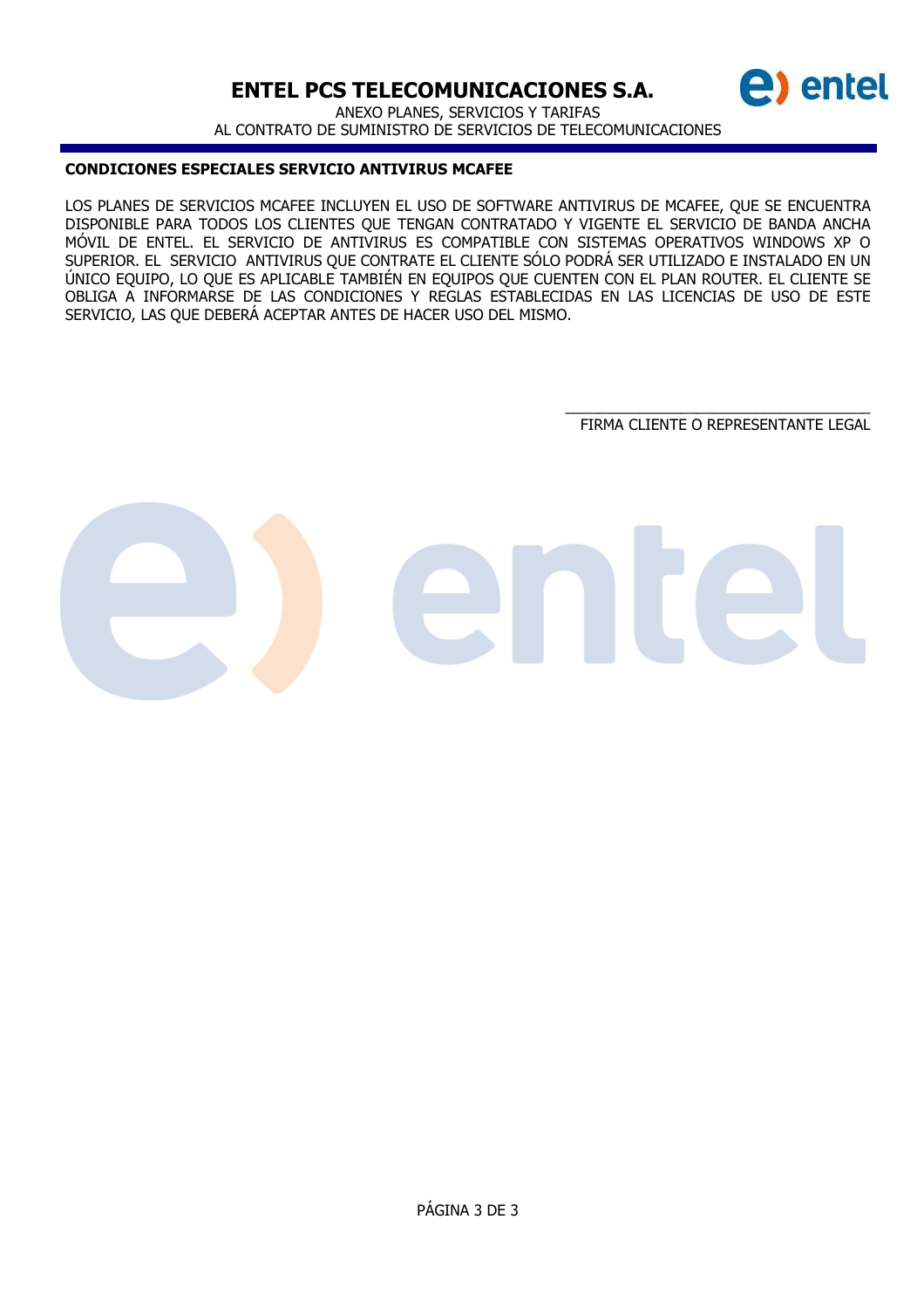## CONDICIONES ESPECIALES SERVICIO ANTIVIRUS MCAFEE

LOS PLANES DE SERVICIOS MCAFEE INCLUYEN EL USO DE SOFTWARE ANTIVIRUS DE MCAFEE, QUE SE ENCUENTRA DISPONIBLE PARA TODOS LOS CLIENTES QUE TENGAN CONTRATADO Y VIGENTE EL SERVICIO DE BANDA ANCHA MÓVIL DE ENTEL. EL SERVICIO DE ANTIVIRUS ES COMPATIBLE CON SISTEMAS OPERATIVOS WINDOWS XP O SUPERIOR. EL SERVICIO ANTIVIRUS QUE CONTRATE EL CLIENTE SÓLO PODRÁ SER UTILIZADO E INSTALADO EN UN ÚNICO EQUIPO, LO QUE ES APLICABLE TAMBIÉN EN EQUIPOS QUE CUENTEN CON EL PLAN ROUTER. EL CLIENTE SE OBLIGA A INFORMARSE DE LAS CONDICIONES Y REGLAS ESTABLECIDAS EN LAS LICENCIAS DE USO DE ESTE SERVICIO, LAS QUE DEBERÁ ACEPTAR ANTES DE HACER USO DEL MISMO.

\_\_\_\_\_\_\_\_\_\_\_\_\_\_\_\_\_\_\_\_\_\_\_\_\_\_\_\_\_\_\_\_\_\_\_\_

FIRMA CLIENTE O REPRESENTANTE LEGAL